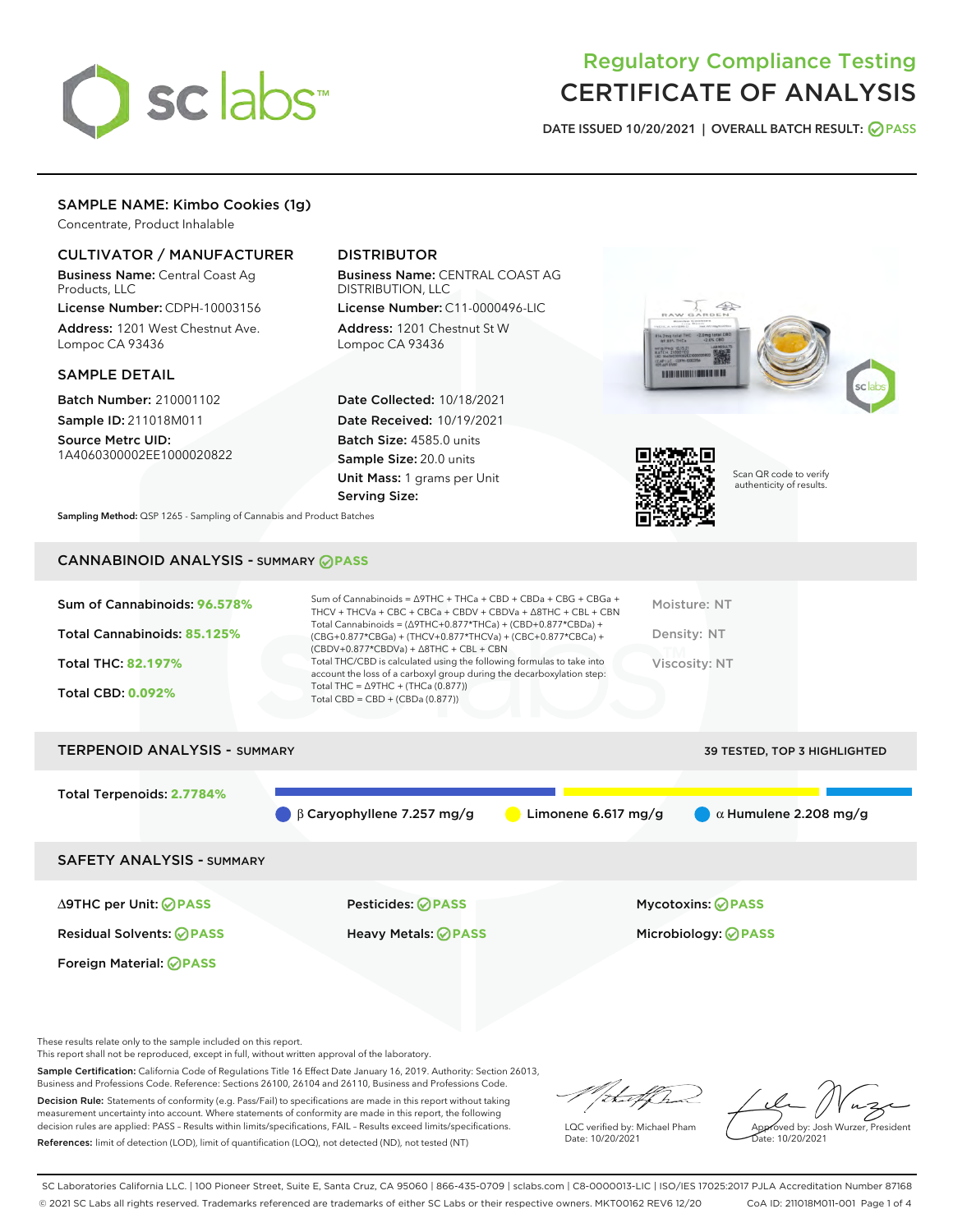# Regulatory Compliance Testing
# CERTIFICATE OF ANALYSIS

DATE ISSUED 10/20/2021 | OVERALL BATCH RESULT: PASS

## SAMPLE NAME: Kimbo Cookies (1g)

Concentrate, Product Inhalable

### CULTIVATOR / MANUFACTURER

**Business Name:** Central Coast Ag Products, LLC

**License Number:** CDPH-10003156

**Address:** 1201 West Chestnut Ave. Lompoc CA 93436

### DISTRIBUTOR

**Business Name:** CENTRAL COAST AG DISTRIBUTION, LLC

**License Number:** C11-0000496-LIC

**Address:** 1201 Chestnut St W Lompoc CA 93436

### SAMPLE DETAIL

**Batch Number:** 210001102

**Sample ID:** 211018M011

**Source Metrc UID:** 1A4060300002EE1000020822

**Date Collected:** 10/18/2021

**Date Received:** 10/19/2021

**Batch Size:** 4585.0 units

**Sample Size:** 20.0 units

**Unit Mass:** 1 grams per Unit

**Serving Size:**

Scan QR code to verify authenticity of results.

**Sampling Method:** QSP 1265 - Sampling of Cannabis and Product Batches

## CANNABINOID ANALYSIS - SUMMARY PASS

Sum of Cannabinoids: **96.578%**

Total Cannabinoids: **85.125%**

Total THC: **82.197%**

Total CBD: **0.092%**

Sum of Cannabinoids = Δ9THC + THCa + CBD + CBDa + CBG + CBGa + THCV + THCVa + CBC + CBCa + CBDV + CBDVa + Δ8THC + CBL + CBN

Total Cannabinoids = (Δ9THC+0.877*THCa) + (CBD+0.877*CBDa) + (CBG+0.877*CBGa) + (THCV+0.877*THCVa) + (CBC+0.877*CBCa) + (CBDV+0.877*CBDVa) + Δ8THC + CBL + CBN

Total THC/CBD is calculated using the following formulas to take into account the loss of a carboxyl group during the decarboxylation step:

Total THC = Δ9THC + (THCa (0.877))

Total CBD = CBD + (CBDa (0.877))

Moisture: NT

Density: NT

Viscosity: NT

## TERPENOID ANALYSIS - SUMMARY

39 TESTED, TOP 3 HIGHLIGHTED

Total Terpenoids: **2.7784%**

β Caryophyllene 7.257 mg/g

Limonene 6.617 mg/g

α Humulene 2.208 mg/g

## SAFETY ANALYSIS - SUMMARY

Δ9THC per Unit: PASS

Pesticides: PASS

Mycotoxins: PASS

Residual Solvents: PASS

Heavy Metals: PASS

Microbiology: PASS

Foreign Material: PASS

These results relate only to the sample included on this report.
This report shall not be reproduced, except in full, without written approval of the laboratory.

**Sample Certification:** California Code of Regulations Title 16 Effect Date January 16, 2019. Authority: Section 26013, Business and Professions Code. Reference: Sections 26100, 26104 and 26110, Business and Professions Code.

**Decision Rule:** Statements of conformity (e.g. Pass/Fail) to specifications are made in this report without taking measurement uncertainty into account. Where statements of conformity are made in this report, the following decision rules are applied: PASS – Results within limits/specifications, FAIL – Results exceed limits/specifications.

**References:** limit of detection (LOD), limit of quantification (LOQ), not detected (ND), not tested (NT)

LQC verified by: Michael Pham
Date: 10/20/2021

Approved by: Josh Wurzer, President
Date: 10/20/2021

SC Laboratories California LLC. | 100 Pioneer Street, Suite E, Santa Cruz, CA 95060 | 866-435-0709 | sclabs.com | C8-0000013-LIC | ISO/IES 17025:2017 PJLA Accreditation Number 87168
© 2021 SC Labs all rights reserved. Trademarks referenced are trademarks of either SC Labs or their respective owners. MKT00162 REV6 12/20 CoA ID: 211018M011-001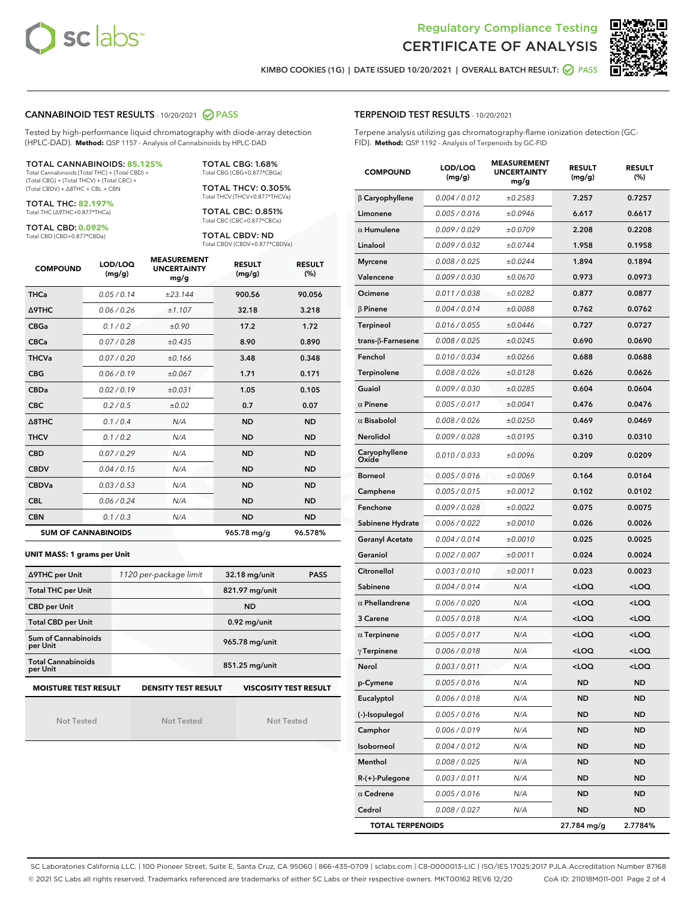# Regulatory Compliance Testing
# CERTIFICATE OF ANALYSIS

KIMBO COOKIES (1G) | DATE ISSUED 10/20/2021 | OVERALL BATCH RESULT: PASS

## CANNABINOID TEST RESULTS - 10/20/2021 PASS

Tested by high-performance liquid chromatography with diode-array detection (HPLC-DAD). **Method:** QSP 1157 - Analysis of Cannabinoids by HPLC-DAD

**TOTAL CANNABINOIDS: 85.125%**
Total Cannabinoids (Total THC) + (Total CBD) + (Total CBG) + (Total THCV) + (Total CBC) + (Total CBDV) + Δ8THC + CBL + CBN

**TOTAL THC: 82.197%**
Total THC (Δ9THC+0.877*THCa)

**TOTAL CBD: 0.092%**
Total CBD (CBD+0.877*CBDa)

**TOTAL CBG: 1.68%**
Total CBG (CBG+0.877*CBGa)

**TOTAL THCV: 0.305%**
Total THCV (THCV+0.877*THCVa)

**TOTAL CBC: 0.851%**
Total CBC (CBC+0.877*CBCa)

**TOTAL CBDV: ND**
Total CBDV (CBDV+0.877*CBDVa)

| COMPOUND | LOD/LOQ (mg/g) | MEASUREMENT UNCERTAINTY mg/g | RESULT (mg/g) | RESULT (%) |
|---|---|---|---|---|
| THCa | 0.05 / 0.14 | ±23.144 | 900.56 | 90.056 |
| Δ9THC | 0.06 / 0.26 | ±1.107 | 32.18 | 3.218 |
| CBGa | 0.1 / 0.2 | ±0.90 | 17.2 | 1.72 |
| CBCa | 0.07 / 0.28 | ±0.435 | 8.90 | 0.890 |
| THCVa | 0.07 / 0.20 | ±0.166 | 3.48 | 0.348 |
| CBG | 0.06 / 0.19 | ±0.067 | 1.71 | 0.171 |
| CBDa | 0.02 / 0.19 | ±0.031 | 1.05 | 0.105 |
| CBC | 0.2 / 0.5 | ±0.02 | 0.7 | 0.07 |
| Δ8THC | 0.1 / 0.4 | N/A | ND | ND |
| THCV | 0.1 / 0.2 | N/A | ND | ND |
| CBD | 0.07 / 0.29 | N/A | ND | ND |
| CBDV | 0.04 / 0.15 | N/A | ND | ND |
| CBDVa | 0.03 / 0.53 | N/A | ND | ND |
| CBL | 0.06 / 0.24 | N/A | ND | ND |
| CBN | 0.1 / 0.3 | N/A | ND | ND |
| **SUM OF CANNABINOIDS** | | | 965.78 mg/g | 96.578% |

**UNIT MASS: 1 grams per Unit**

| | | | |
|---|---|---|---|
| Δ9THC per Unit | 1120 per-package limit | 32.18 mg/unit | PASS |
| Total THC per Unit | | 821.97 mg/unit | |
| CBD per Unit | | ND | |
| Total CBD per Unit | | 0.92 mg/unit | |
| Sum of Cannabinoids per Unit | | 965.78 mg/unit | |
| Total Cannabinoids per Unit | | 851.25 mg/unit | |

| MOISTURE TEST RESULT | DENSITY TEST RESULT | VISCOSITY TEST RESULT |
|---|---|---|
| Not Tested | Not Tested | Not Tested |

## TERPENOID TEST RESULTS - 10/20/2021

Terpene analysis utilizing gas chromatography-flame ionization detection (GC-FID). **Method:** QSP 1192 - Analysis of Terpenoids by GC-FID

| COMPOUND | LOD/LOQ (mg/g) | MEASUREMENT UNCERTAINTY mg/g | RESULT (mg/g) | RESULT (%) |
|---|---|---|---|---|
| β Caryophyllene | 0.004 / 0.012 | ±0.2583 | 7.257 | 0.7257 |
| Limonene | 0.005 / 0.016 | ±0.0946 | 6.617 | 0.6617 |
| α Humulene | 0.009 / 0.029 | ±0.0709 | 2.208 | 0.2208 |
| Linalool | 0.009 / 0.032 | ±0.0744 | 1.958 | 0.1958 |
| Myrcene | 0.008 / 0.025 | ±0.0244 | 1.894 | 0.1894 |
| Valencene | 0.009 / 0.030 | ±0.0670 | 0.973 | 0.0973 |
| Ocimene | 0.011 / 0.038 | ±0.0282 | 0.877 | 0.0877 |
| β Pinene | 0.004 / 0.014 | ±0.0088 | 0.762 | 0.0762 |
| Terpineol | 0.016 / 0.055 | ±0.0446 | 0.727 | 0.0727 |
| trans-β-Farnesene | 0.008 / 0.025 | ±0.0245 | 0.690 | 0.0690 |
| Fenchol | 0.010 / 0.034 | ±0.0266 | 0.688 | 0.0688 |
| Terpinolene | 0.008 / 0.026 | ±0.0128 | 0.626 | 0.0626 |
| Guaiol | 0.009 / 0.030 | ±0.0285 | 0.604 | 0.0604 |
| α Pinene | 0.005 / 0.017 | ±0.0041 | 0.476 | 0.0476 |
| α Bisabolol | 0.008 / 0.026 | ±0.0250 | 0.469 | 0.0469 |
| Nerolidol | 0.009 / 0.028 | ±0.0195 | 0.310 | 0.0310 |
| Caryophyllene Oxide | 0.010 / 0.033 | ±0.0096 | 0.209 | 0.0209 |
| Borneol | 0.005 / 0.016 | ±0.0069 | 0.164 | 0.0164 |
| Camphene | 0.005 / 0.015 | ±0.0012 | 0.102 | 0.0102 |
| Fenchone | 0.009 / 0.028 | ±0.0022 | 0.075 | 0.0075 |
| Sabinene Hydrate | 0.006 / 0.022 | ±0.0010 | 0.026 | 0.0026 |
| Geranyl Acetate | 0.004 / 0.014 | ±0.0010 | 0.025 | 0.0025 |
| Geraniol | 0.002 / 0.007 | ±0.0011 | 0.024 | 0.0024 |
| Citronellol | 0.003 / 0.010 | ±0.0011 | 0.023 | 0.0023 |
| Sabinene | 0.004 / 0.014 | N/A | <LOQ | <LOQ |
| α Phellandrene | 0.006 / 0.020 | N/A | <LOQ | <LOQ |
| 3 Carene | 0.005 / 0.018 | N/A | <LOQ | <LOQ |
| α Terpinene | 0.005 / 0.017 | N/A | <LOQ | <LOQ |
| γ Terpinene | 0.006 / 0.018 | N/A | <LOQ | <LOQ |
| Nerol | 0.003 / 0.011 | N/A | <LOQ | <LOQ |
| p-Cymene | 0.005 / 0.016 | N/A | ND | ND |
| Eucalyptol | 0.006 / 0.018 | N/A | ND | ND |
| (-)-Isopulegol | 0.005 / 0.016 | N/A | ND | ND |
| Camphor | 0.006 / 0.019 | N/A | ND | ND |
| Isoborneol | 0.004 / 0.012 | N/A | ND | ND |
| Menthol | 0.008 / 0.025 | N/A | ND | ND |
| R-(+)-Pulegone | 0.003 / 0.011 | N/A | ND | ND |
| α Cedrene | 0.005 / 0.016 | N/A | ND | ND |
| Cedrol | 0.008 / 0.027 | N/A | ND | ND |
| **TOTAL TERPENOIDS** | | | 27.784 mg/g | 2.7784% |

SC Laboratories California LLC. | 100 Pioneer Street, Suite E, Santa Cruz, CA 95060 | 866-435-0709 | sclabs.com | C8-0000013-LIC | ISO/IES 17025:2017 PJLA Accreditation Number 87168
© 2021 SC Labs all rights reserved. Trademarks referenced are trademarks of either SC Labs or their respective owners. MKT00162 REV6 12/20 CoA ID: 211018M011-001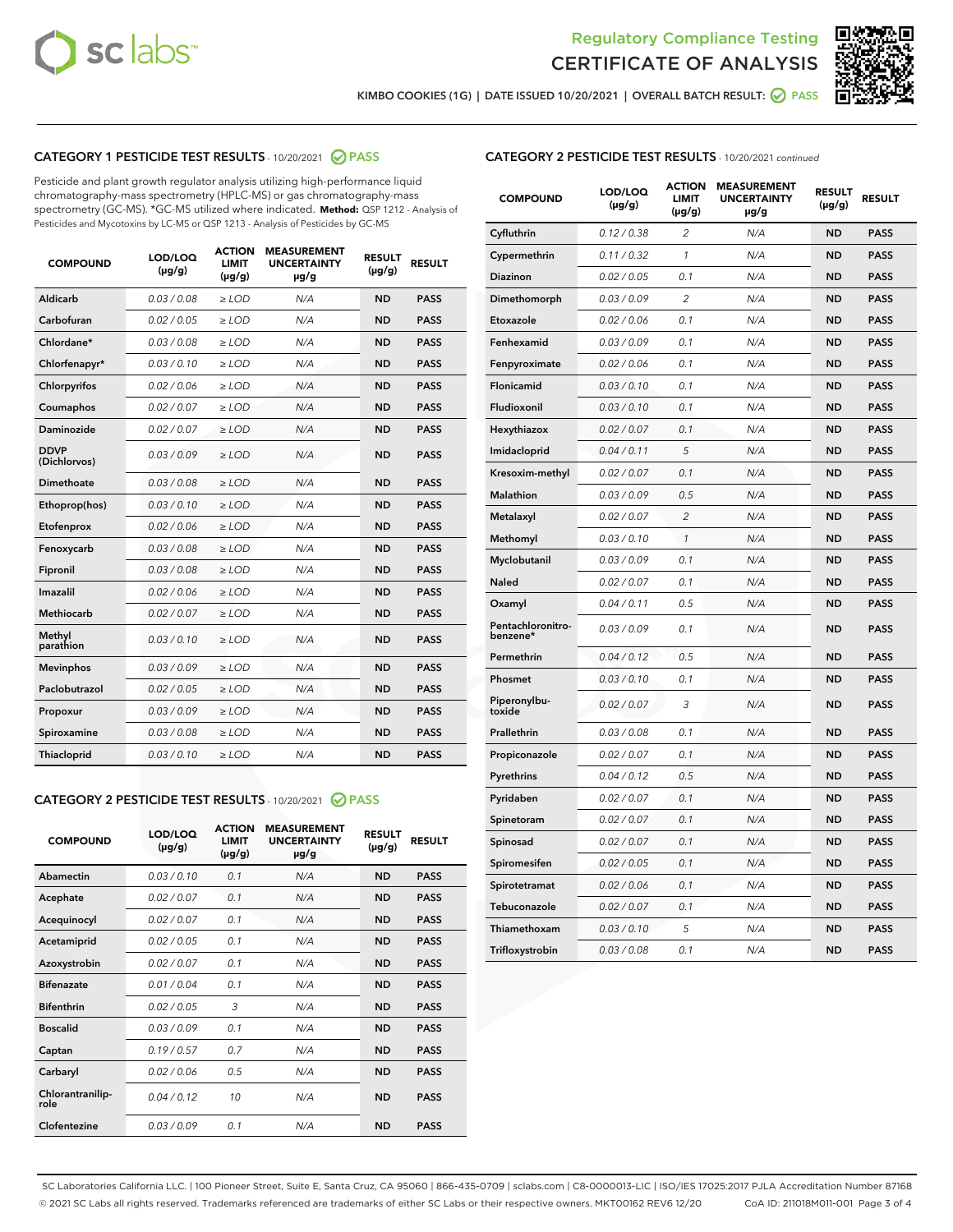KIMBO COOKIES (1G) | DATE ISSUED 10/20/2021 | OVERALL BATCH RESULT: PASS

## CATEGORY 1 PESTICIDE TEST RESULTS - 10/20/2021 PASS

Pesticide and plant growth regulator analysis utilizing high-performance liquid chromatography-mass spectrometry (HPLC-MS) or gas chromatography-mass spectrometry (GC-MS). *GC-MS utilized where indicated. **Method:** QSP 1212 - Analysis of Pesticides and Mycotoxins by LC-MS or QSP 1213 - Analysis of Pesticides by GC-MS

| COMPOUND | LOD/LOQ (µg/g) | ACTION LIMIT (µg/g) | MEASUREMENT UNCERTAINTY µg/g | RESULT (µg/g) | RESULT |
|---|---|---|---|---|---|
| Aldicarb | 0.03 / 0.08 | ≥ LOD | N/A | ND | PASS |
| Carbofuran | 0.02 / 0.05 | ≥ LOD | N/A | ND | PASS |
| Chlordane* | 0.03 / 0.08 | ≥ LOD | N/A | ND | PASS |
| Chlorfenapyr* | 0.03 / 0.10 | ≥ LOD | N/A | ND | PASS |
| Chlorpyrifos | 0.02 / 0.06 | ≥ LOD | N/A | ND | PASS |
| Coumaphos | 0.02 / 0.07 | ≥ LOD | N/A | ND | PASS |
| Daminozide | 0.02 / 0.07 | ≥ LOD | N/A | ND | PASS |
| DDVP (Dichlorvos) | 0.03 / 0.09 | ≥ LOD | N/A | ND | PASS |
| Dimethoate | 0.03 / 0.08 | ≥ LOD | N/A | ND | PASS |
| Ethoprop(hos) | 0.03 / 0.10 | ≥ LOD | N/A | ND | PASS |
| Etofenprox | 0.02 / 0.06 | ≥ LOD | N/A | ND | PASS |
| Fenoxycarb | 0.03 / 0.08 | ≥ LOD | N/A | ND | PASS |
| Fipronil | 0.03 / 0.08 | ≥ LOD | N/A | ND | PASS |
| Imazalil | 0.02 / 0.06 | ≥ LOD | N/A | ND | PASS |
| Methiocarb | 0.02 / 0.07 | ≥ LOD | N/A | ND | PASS |
| Methyl parathion | 0.03 / 0.10 | ≥ LOD | N/A | ND | PASS |
| Mevinphos | 0.03 / 0.09 | ≥ LOD | N/A | ND | PASS |
| Paclobutrazol | 0.02 / 0.05 | ≥ LOD | N/A | ND | PASS |
| Propoxur | 0.03 / 0.09 | ≥ LOD | N/A | ND | PASS |
| Spiroxamine | 0.03 / 0.08 | ≥ LOD | N/A | ND | PASS |
| Thiacloprid | 0.03 / 0.10 | ≥ LOD | N/A | ND | PASS |

## CATEGORY 2 PESTICIDE TEST RESULTS - 10/20/2021 PASS

| COMPOUND | LOD/LOQ (µg/g) | ACTION LIMIT (µg/g) | MEASUREMENT UNCERTAINTY µg/g | RESULT (µg/g) | RESULT |
|---|---|---|---|---|---|
| Abamectin | 0.03 / 0.10 | 0.1 | N/A | ND | PASS |
| Acephate | 0.02 / 0.07 | 0.1 | N/A | ND | PASS |
| Acequinocyl | 0.02 / 0.07 | 0.1 | N/A | ND | PASS |
| Acetamiprid | 0.02 / 0.05 | 0.1 | N/A | ND | PASS |
| Azoxystrobin | 0.02 / 0.07 | 0.1 | N/A | ND | PASS |
| Bifenazate | 0.01 / 0.04 | 0.1 | N/A | ND | PASS |
| Bifenthrin | 0.02 / 0.05 | 3 | N/A | ND | PASS |
| Boscalid | 0.03 / 0.09 | 0.1 | N/A | ND | PASS |
| Captan | 0.19 / 0.57 | 0.7 | N/A | ND | PASS |
| Carbaryl | 0.02 / 0.06 | 0.5 | N/A | ND | PASS |
| Chlorantraniliprole | 0.04 / 0.12 | 10 | N/A | ND | PASS |
| Clofentezine | 0.03 / 0.09 | 0.1 | N/A | ND | PASS |
| Cyfluthrin | 0.12 / 0.38 | 2 | N/A | ND | PASS |
| Cypermethrin | 0.11 / 0.32 | 1 | N/A | ND | PASS |
| Diazinon | 0.02 / 0.05 | 0.1 | N/A | ND | PASS |
| Dimethomorph | 0.03 / 0.09 | 2 | N/A | ND | PASS |
| Etoxazole | 0.02 / 0.06 | 0.1 | N/A | ND | PASS |
| Fenhexamid | 0.03 / 0.09 | 0.1 | N/A | ND | PASS |
| Fenpyroximate | 0.02 / 0.06 | 0.1 | N/A | ND | PASS |
| Flonicamid | 0.03 / 0.10 | 0.1 | N/A | ND | PASS |
| Fludioxonil | 0.03 / 0.10 | 0.1 | N/A | ND | PASS |
| Hexythiazox | 0.02 / 0.07 | 0.1 | N/A | ND | PASS |
| Imidacloprid | 0.04 / 0.11 | 5 | N/A | ND | PASS |
| Kresoxim-methyl | 0.02 / 0.07 | 0.1 | N/A | ND | PASS |
| Malathion | 0.03 / 0.09 | 0.5 | N/A | ND | PASS |
| Metalaxyl | 0.02 / 0.07 | 2 | N/A | ND | PASS |
| Methomyl | 0.03 / 0.10 | 1 | N/A | ND | PASS |
| Myclobutanil | 0.03 / 0.09 | 0.1 | N/A | ND | PASS |
| Naled | 0.02 / 0.07 | 0.1 | N/A | ND | PASS |
| Oxamyl | 0.04 / 0.11 | 0.5 | N/A | ND | PASS |
| Pentachloronitrobenzene* | 0.03 / 0.09 | 0.1 | N/A | ND | PASS |
| Permethrin | 0.04 / 0.12 | 0.5 | N/A | ND | PASS |
| Phosmet | 0.03 / 0.10 | 0.1 | N/A | ND | PASS |
| Piperonylbutoxide | 0.02 / 0.07 | 3 | N/A | ND | PASS |
| Prallethrin | 0.03 / 0.08 | 0.1 | N/A | ND | PASS |
| Propiconazole | 0.02 / 0.07 | 0.1 | N/A | ND | PASS |
| Pyrethrins | 0.04 / 0.12 | 0.5 | N/A | ND | PASS |
| Pyridaben | 0.02 / 0.07 | 0.1 | N/A | ND | PASS |
| Spinetoram | 0.02 / 0.07 | 0.1 | N/A | ND | PASS |
| Spinosad | 0.02 / 0.07 | 0.1 | N/A | ND | PASS |
| Spiromesifen | 0.02 / 0.05 | 0.1 | N/A | ND | PASS |
| Spirotetramat | 0.02 / 0.06 | 0.1 | N/A | ND | PASS |
| Tebuconazole | 0.02 / 0.07 | 0.1 | N/A | ND | PASS |
| Thiamethoxam | 0.03 / 0.10 | 5 | N/A | ND | PASS |
| Trifloxystrobin | 0.03 / 0.08 | 0.1 | N/A | ND | PASS |

SC Laboratories California LLC. | 100 Pioneer Street, Suite E, Santa Cruz, CA 95060 | 866-435-0709 | sclabs.com | C8-0000013-LIC | ISO/IES 17025:2017 PJLA Accreditation Number 87168
© 2021 SC Labs all rights reserved. Trademarks referenced are trademarks of either SC Labs or their respective owners. MKT00162 REV6 12/20 CoA ID: 211018M011-001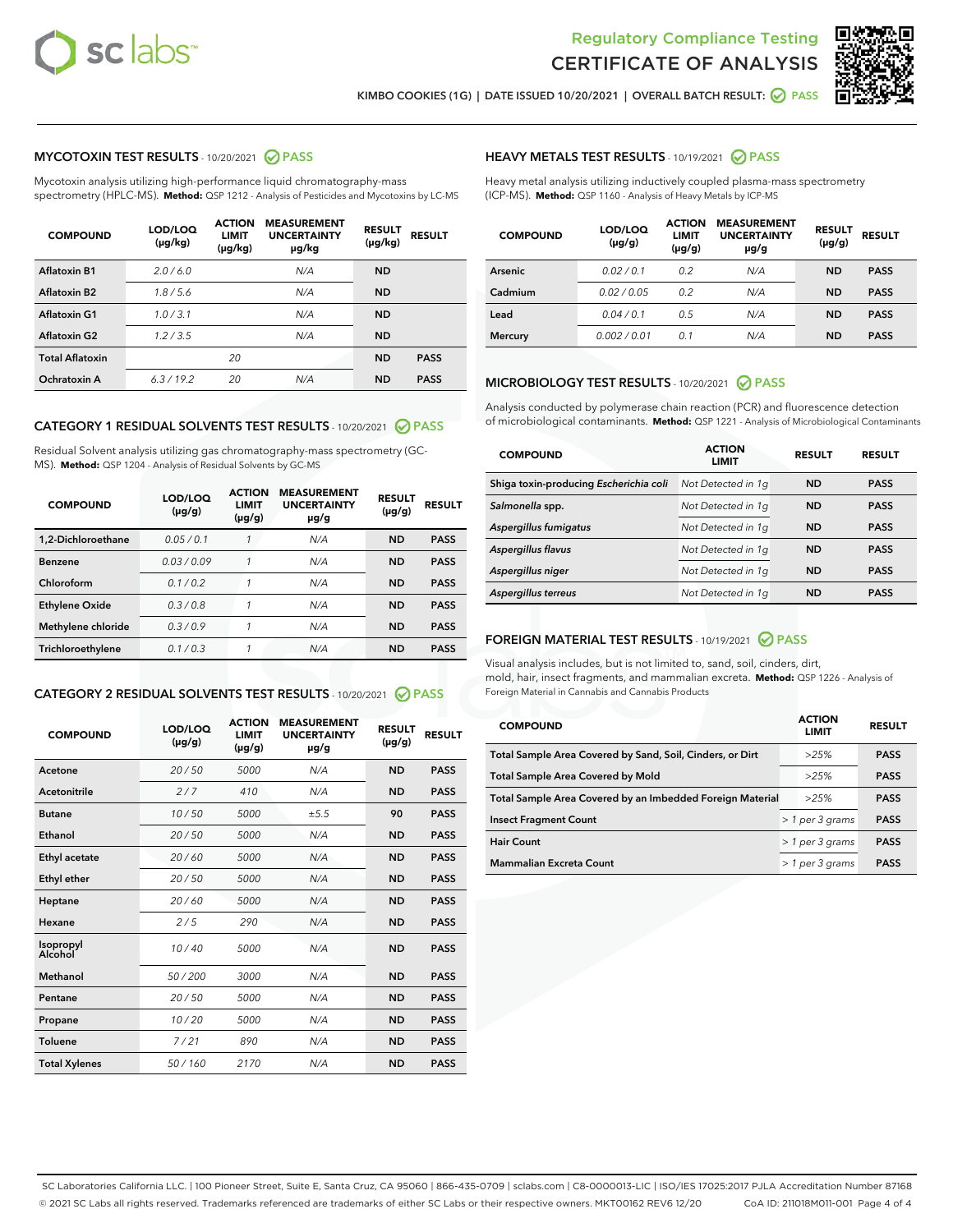Regulatory Compliance Testing
# CERTIFICATE OF ANALYSIS

KIMBO COOKIES (1G) | DATE ISSUED 10/20/2021 | OVERALL BATCH RESULT: PASS

## MYCOTOXIN TEST RESULTS - 10/20/2021 PASS

Mycotoxin analysis utilizing high-performance liquid chromatography-mass spectrometry (HPLC-MS). **Method:** QSP 1212 - Analysis of Pesticides and Mycotoxins by LC-MS

| COMPOUND | LOD/LOQ (µg/kg) | ACTION LIMIT (µg/kg) | MEASUREMENT UNCERTAINTY µg/kg | RESULT (µg/kg) | RESULT |
|---|---|---|---|---|---|
| Aflatoxin B1 | 2.0 / 6.0 | | N/A | ND | |
| Aflatoxin B2 | 1.8 / 5.6 | | N/A | ND | |
| Aflatoxin G1 | 1.0 / 3.1 | | N/A | ND | |
| Aflatoxin G2 | 1.2 / 3.5 | | N/A | ND | |
| Total Aflatoxin | | 20 | | ND | PASS |
| Ochratoxin A | 6.3 / 19.2 | 20 | N/A | ND | PASS |

## CATEGORY 1 RESIDUAL SOLVENTS TEST RESULTS - 10/20/2021 PASS

Residual Solvent analysis utilizing gas chromatography-mass spectrometry (GC-MS). **Method:** QSP 1204 - Analysis of Residual Solvents by GC-MS

| COMPOUND | LOD/LOQ (µg/g) | ACTION LIMIT (µg/g) | MEASUREMENT UNCERTAINTY µg/g | RESULT (µg/g) | RESULT |
|---|---|---|---|---|---|
| 1,2-Dichloroethane | 0.05 / 0.1 | 1 | N/A | ND | PASS |
| Benzene | 0.03 / 0.09 | 1 | N/A | ND | PASS |
| Chloroform | 0.1 / 0.2 | 1 | N/A | ND | PASS |
| Ethylene Oxide | 0.3 / 0.8 | 1 | N/A | ND | PASS |
| Methylene chloride | 0.3 / 0.9 | 1 | N/A | ND | PASS |
| Trichloroethylene | 0.1 / 0.3 | 1 | N/A | ND | PASS |

## CATEGORY 2 RESIDUAL SOLVENTS TEST RESULTS - 10/20/2021 PASS

| COMPOUND | LOD/LOQ (µg/g) | ACTION LIMIT (µg/g) | MEASUREMENT UNCERTAINTY µg/g | RESULT (µg/g) | RESULT |
|---|---|---|---|---|---|
| Acetone | 20 / 50 | 5000 | N/A | ND | PASS |
| Acetonitrile | 2 / 7 | 410 | N/A | ND | PASS |
| Butane | 10 / 50 | 5000 | ±5.5 | 90 | PASS |
| Ethanol | 20 / 50 | 5000 | N/A | ND | PASS |
| Ethyl acetate | 20 / 60 | 5000 | N/A | ND | PASS |
| Ethyl ether | 20 / 50 | 5000 | N/A | ND | PASS |
| Heptane | 20 / 60 | 5000 | N/A | ND | PASS |
| Hexane | 2 / 5 | 290 | N/A | ND | PASS |
| Isopropyl Alcohol | 10 / 40 | 5000 | N/A | ND | PASS |
| Methanol | 50 / 200 | 3000 | N/A | ND | PASS |
| Pentane | 20 / 50 | 5000 | N/A | ND | PASS |
| Propane | 10 / 20 | 5000 | N/A | ND | PASS |
| Toluene | 7 / 21 | 890 | N/A | ND | PASS |
| Total Xylenes | 50 / 160 | 2170 | N/A | ND | PASS |

## HEAVY METALS TEST RESULTS - 10/19/2021 PASS

Heavy metal analysis utilizing inductively coupled plasma-mass spectrometry (ICP-MS). **Method:** QSP 1160 - Analysis of Heavy Metals by ICP-MS

| COMPOUND | LOD/LOQ (µg/g) | ACTION LIMIT (µg/g) | MEASUREMENT UNCERTAINTY µg/g | RESULT (µg/g) | RESULT |
|---|---|---|---|---|---|
| Arsenic | 0.02 / 0.1 | 0.2 | N/A | ND | PASS |
| Cadmium | 0.02 / 0.05 | 0.2 | N/A | ND | PASS |
| Lead | 0.04 / 0.1 | 0.5 | N/A | ND | PASS |
| Mercury | 0.002 / 0.01 | 0.1 | N/A | ND | PASS |

## MICROBIOLOGY TEST RESULTS - 10/20/2021 PASS

Analysis conducted by polymerase chain reaction (PCR) and fluorescence detection of microbiological contaminants. **Method:** QSP 1221 - Analysis of Microbiological Contaminants

| COMPOUND | ACTION LIMIT | RESULT | RESULT |
|---|---|---|---|
| Shiga toxin-producing *Escherichia coli* | Not Detected in 1g | ND | PASS |
| *Salmonella* spp. | Not Detected in 1g | ND | PASS |
| *Aspergillus fumigatus* | Not Detected in 1g | ND | PASS |
| *Aspergillus flavus* | Not Detected in 1g | ND | PASS |
| *Aspergillus niger* | Not Detected in 1g | ND | PASS |
| *Aspergillus terreus* | Not Detected in 1g | ND | PASS |

## FOREIGN MATERIAL TEST RESULTS - 10/19/2021 PASS

Visual analysis includes, but is not limited to, sand, soil, cinders, dirt, mold, hair, insect fragments, and mammalian excreta. **Method:** QSP 1226 - Analysis of Foreign Material in Cannabis and Cannabis Products

| COMPOUND | ACTION LIMIT | RESULT |
|---|---|---|
| Total Sample Area Covered by Sand, Soil, Cinders, or Dirt | >25% | PASS |
| Total Sample Area Covered by Mold | >25% | PASS |
| Total Sample Area Covered by an Imbedded Foreign Material | >25% | PASS |
| Insect Fragment Count | > 1 per 3 grams | PASS |
| Hair Count | > 1 per 3 grams | PASS |
| Mammalian Excreta Count | > 1 per 3 grams | PASS |

SC Laboratories California LLC. | 100 Pioneer Street, Suite E, Santa Cruz, CA 95060 | 866-435-0709 | sclabs.com | C8-0000013-LIC | ISO/IES 17025:2017 PJLA Accreditation Number 87168
© 2021 SC Labs all rights reserved. Trademarks referenced are trademarks of either SC Labs or their respective owners. MKT00162 REV6 12/20 CoA ID: 211018M011-001